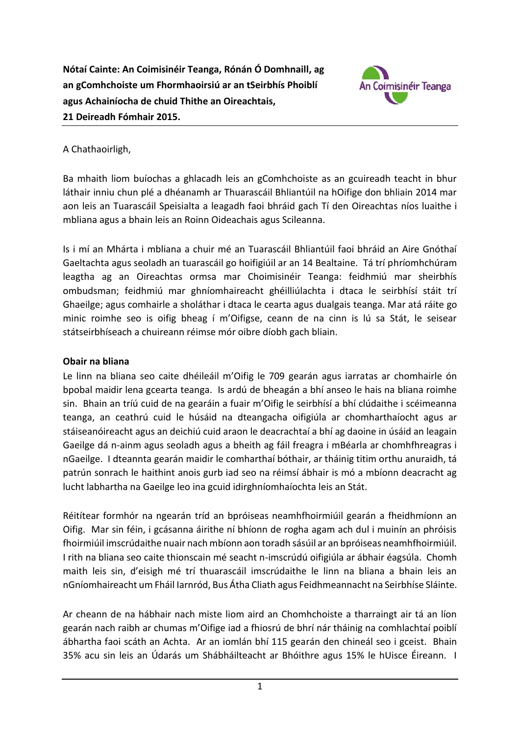**Nótaí Cainte: An Coimisinéir Teanga, Rónán Ó Domhnaill, ag an gComhchoiste um Fhormhaoirsiú ar an tSeirbhís Phoiblí agus Achainíocha de chuid Thithe an Oireachtais, 21 Deireadh Fómhair 2015.**

A Chathaoirligh,

Ba mhaith liom buíochas a ghlacadh leis an gComhchoiste as an gcuireadh teacht in bhur láthair inniu chun plé a dhéanamh ar Thuarascáil Bhliantúil na hOifige don bhliain 2014 mar aon leis an Tuarascáil Speisialta a leagadh faoi bhráid gach Tí den Oireachtas níos luaithe i mbliana agus a bhain leis an Roinn Oideachais agus Scileanna.

Is i mí an Mhárta i mbliana a chuir mé an Tuarascáil Bhliantúil faoi bhráid an Aire Gnóthaí Gaeltachta agus seoladh an tuarascáil go hoifigiúil ar an 14 Bealtaine. Tá trí phríomhchúram leagtha ag an Oireachtas ormsa mar Choimisinéir Teanga: feidhmiú mar sheirbhís ombudsman; feidhmiú mar ghníomhaireacht ghéilliúlachta i dtaca le seirbhísí stáit trí Ghaeilge; agus comhairle a sholáthar i dtaca le cearta agus dualgais teanga. Mar atá ráite go minic roimhe seo is oifig bheag í m'Oifigse, ceann de na cinn is lú sa Stát, le seisear státseirbhíseach a chuireann réimse mór oibre díobh gach bliain.

**Obair na bliana**

Le linn na bliana seo caite dhéileáil m'Oifig le 709 gearán agus iarratas ar chomhairle ón bpobal maidir lena gcearta teanga. Is ardú de bheagán a bhí anseo le hais na bliana roimhe sin. Bhain an tríú cuid de na gearáin a fuair m'Oifig le seirbhísí a bhí clúdaithe i scéimeanna teanga, an ceathrú cuid le húsáid na dteangacha oifigiúla ar chomharthaíocht agus ar stáiseanóireacht agus an deichiú cuid araon le deacrachtaí a bhí ag daoine in úsáid an leagain Gaeilge dá n-ainm agus seoladh agus a bheith ag fáil freagra i mBéarla ar chomhfhreagras i nGaeilge. I dteannta gearán maidir le comharthaí bóthair, ar tháinig titim orthu anuraidh, tá patrún sonrach le haithint anois gurb iad seo na réimsí ábhair is mó a mbíonn deacracht ag lucht labhartha na Gaeilge leo ina gcuid idirghníomhaíochta leis an Stát.

Réitítear formhór na ngearán tríd an bpróiseas neamhfhoirmiúil gearán a fheidhmíonn an Oifig. Mar sin féin, i gcásanna áirithe ní bhíonn de rogha agam ach dul i muinín an phróisis fhoirmiúil imscrúdaithe nuair nach mbíonn aon toradh sásúil ar an bpróiseas neamhfhoirmiúil. I rith na bliana seo caite thionscain mé seacht n-imscrúdú oifigiúla ar ábhair éagsúla. Chomh maith leis sin, d'eisigh mé trí thuarascáil imscrúdaithe le linn na bliana a bhain leis an nGníomhaireacht um Fháil Iarnród, Bus Átha Cliath agus Feidhmeannacht na Seirbhíse Sláinte.

Ar cheann de na hábhair nach miste liom aird an Chomhchoiste a tharraingt air tá an líon gearán nach raibh ar chumas m'Oifige iad a fhiosrú de bhrí nár tháinig na comhlachtaí poiblí ábhartha faoi scáth an Achta. Ar an iomlán bhí 115 gearán den chineál seo i gceist. Bhain 35% acu sin leis an Údarás um Shábháilteacht ar Bhóithre agus 15% le hUisce Éireann. I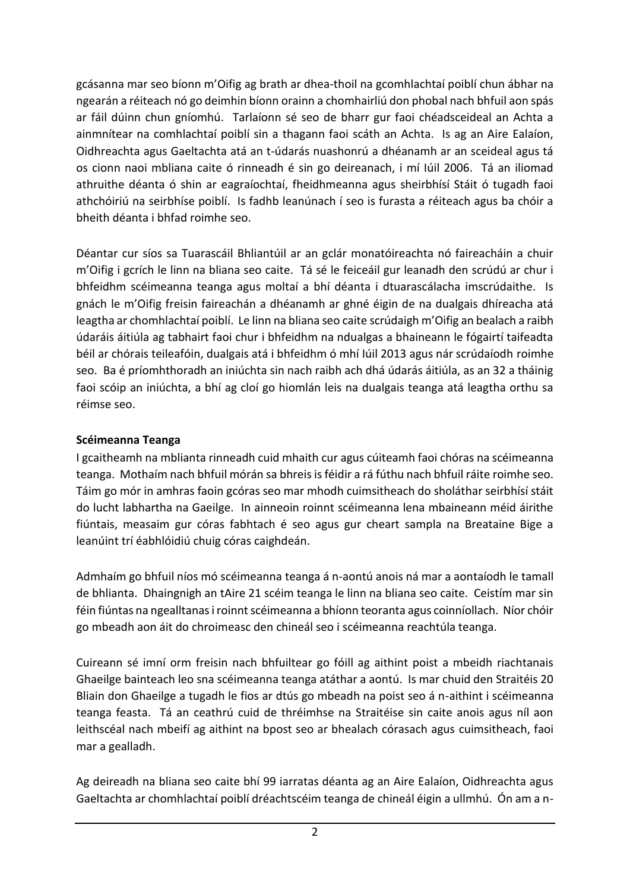gcásanna mar seo bíonn m'Oifig ag brath ar dhea-thoil na gcomhlachtaí poiblí chun ábhar na ngearán a réiteach nó go deimhin bíonn orainn a chomhairliú don phobal nach bhfuil aon spás ar fáil dúinn chun gníomhú. Tarlaíonn sé seo de bharr gur faoi chéadsceideal an Achta a ainmnítear na comhlachtaí poiblí sin a thagann faoi scáth an Achta. Is ag an Aire Ealaíon, Oidhreachta agus Gaeltachta atá an t-údarás nuashonrú a dhéanamh ar an sceideal agus tá os cionn naoi mbliana caite ó rinneadh é sin go deireanach, i mí Iúil 2006. Tá an iliomad athruithe déanta ó shin ar eagraíochtaí, fheidhmeanna agus sheirbhísí Stáit ó tugadh faoi athchóiriú na seirbhíse poiblí. Is fadhb leanúnach í seo is furasta a réiteach agus ba chóir a bheith déanta i bhfad roimhe seo.

Déantar cur síos sa Tuarascáil Bhliantúil ar an gclár monatóireachta nó faireacháin a chuir m'Oifig i gcrích le linn na bliana seo caite. Tá sé le feiceáil gur leanadh den scrúdú ar chur i bhfeidhm scéimeanna teanga agus moltaí a bhí déanta i dtuarascálacha imscrúdaithe. Is gnách le m'Oifig freisin faireachán a dhéanamh ar ghné éigin de na dualgais dhíreacha atá leagtha ar chomhlachtaí poiblí. Le linn na bliana seo caite scrúdaigh m'Oifig an bealach a raibh údaráis áitiúla ag tabhairt faoi chur i bhfeidhm na ndualgas a bhaineann le fógairtí taifeadta béil ar chórais teileafóin, dualgais atá i bhfeidhm ó mhí Iúil 2013 agus nár scrúdaíodh roimhe seo. Ba é príomhthoradh an iniúchta sin nach raibh ach dhá údarás áitiúla, as an 32 a tháinig faoi scóip an iniúchta, a bhí ag cloí go hiomlán leis na dualgais teanga atá leagtha orthu sa réimse seo.

**Scéimeanna Teanga**

I gcaitheamh na mblianta rinneadh cuid mhaith cur agus cúiteamh faoi chóras na scéimeanna teanga. Mothaím nach bhfuil mórán sa bhreis is féidir a rá fúthu nach bhfuil ráite roimhe seo. Táim go mór in amhras faoin gcóras seo mar mhodh cuimsitheach do sholáthar seirbhísí stáit do lucht labhartha na Gaeilge. In ainneoin roinnt scéimeanna lena mbaineann méid áirithe fiúntais, measaim gur córas fabhtach é seo agus gur cheart sampla na Breataine Bige a leanúint trí éabhlóidiú chuig córas caighdeán.

Admhaím go bhfuil níos mó scéimeanna teanga á n-aontú anois ná mar a aontaíodh le tamall de bhlianta. Dhaingnigh an tAire 21 scéim teanga le linn na bliana seo caite. Ceistím mar sin féin fiúntas na ngealltanas i roinnt scéimeanna a bhíonn teoranta agus coinníollach. Níor chóir go mbeadh aon áit do chroimeasc den chineál seo i scéimeanna reachtúla teanga.

Cuireann sé imní orm freisin nach bhfuiltear go fóill ag aithint poist a mbeidh riachtanais Ghaeilge bainteach leo sna scéimeanna teanga atáthar a aontú. Is mar chuid den Straitéis 20 Bliain don Ghaeilge a tugadh le fios ar dtús go mbeadh na poist seo á n-aithint i scéimeanna teanga feasta. Tá an ceathrú cuid de thréimhse na Straitéise sin caite anois agus níl aon leithscéal nach mbeifí ag aithint na bpost seo ar bhealach córasach agus cuimsitheach, faoi mar a gealladh.

Ag deireadh na bliana seo caite bhí 99 iarratas déanta ag an Aire Ealaíon, Oidhreachta agus Gaeltachta ar chomhlachtaí poiblí dréachtscéim teanga de chineál éigin a ullmhú. Ón am a n-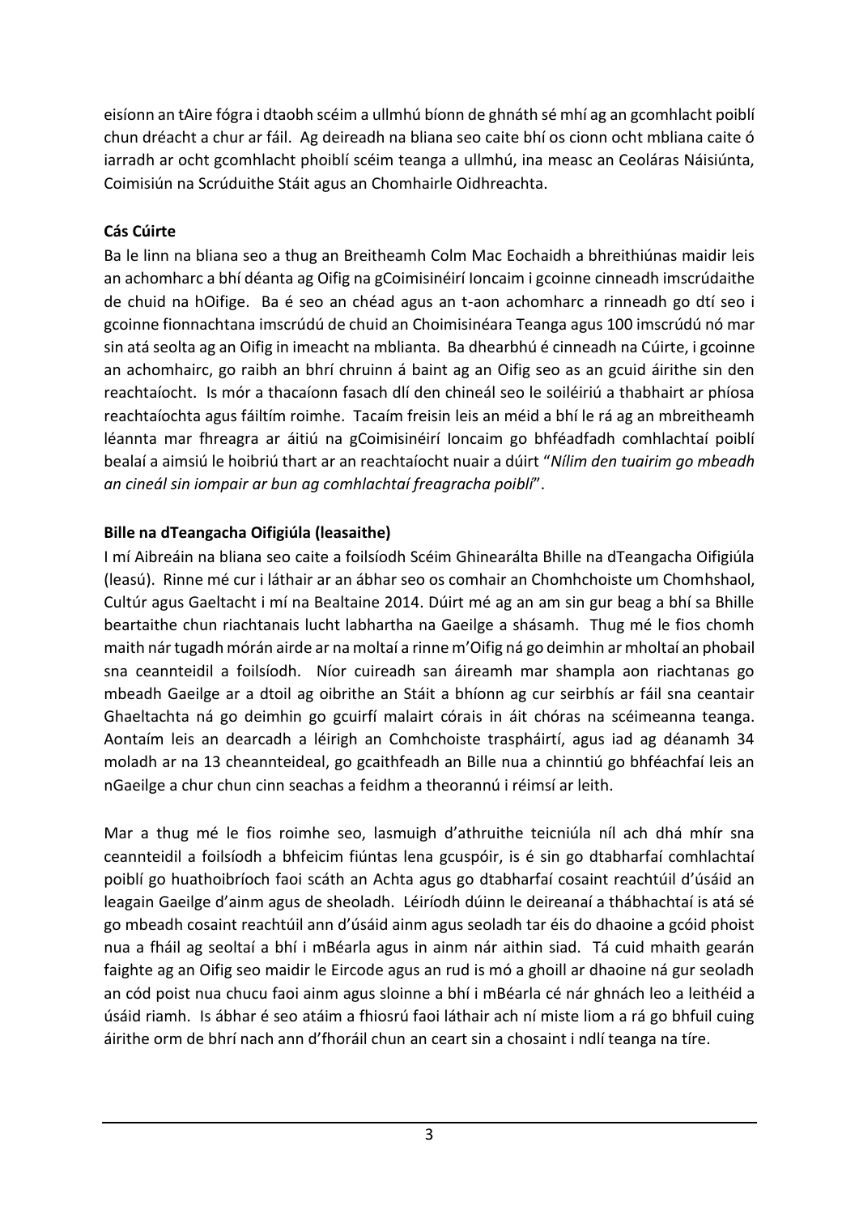eisíonn an tAire fógra i dtaobh scéim a ullmhú bíonn de ghnáth sé mhí ag an gcomhlacht poiblí chun dréacht a chur ar fáil. Ag deireadh na bliana seo caite bhí os cionn ocht mbliana caite ó iarradh ar ocht gcomhlacht phoiblí scéim teanga a ullmhú, ina measc an Ceoláras Náisiúnta, Coimisiún na Scrúduithe Stáit agus an Chomhairle Oidhreachta.

**Cás Cúirte**

Ba le linn na bliana seo a thug an Breitheamh Colm Mac Eochaidh a bhreithiúnas maidir leis an achomharc a bhí déanta ag Oifig na gCoimisinéirí Ioncaim i gcoinne cinneadh imscrúdaithe de chuid na hOifige. Ba é seo an chéad agus an t-aon achomharc a rinneadh go dtí seo i gcoinne fionnachtana imscrúdú de chuid an Choimisinéara Teanga agus 100 imscrúdú nó mar sin atá seolta ag an Oifig in imeacht na mblianta. Ba dhearbhú é cinneadh na Cúirte, i gcoinne an achomhairc, go raibh an bhrí chruinn á baint ag an Oifig seo as an gcuid áirithe sin den reachtaíocht. Is mór a thacaíonn fasach dlí den chineál seo le soiléiriú a thabhairt ar phíosa reachtaíochta agus fáiltím roimhe. Tacaím freisin leis an méid a bhí le rá ag an mbreitheamh léannta mar fhreagra ar áitiú na gCoimisinéirí Ioncaim go bhféadfadh comhlachtaí poiblí bealaí a aimsiú le hoibriú thart ar an reachtaíocht nuair a dúirt "*Nílim den tuairim go mbeadh an cineál sin iompair ar bun ag comhlachtaí freagracha poiblí*".

**Bille na dTeangacha Oifigiúla (leasaithe)**

I mí Aibreáin na bliana seo caite a foilsíodh Scéim Ghinearálta Bhille na dTeangacha Oifigiúla (leasú). Rinne mé cur i láthair ar an ábhar seo os comhair an Chomhchoiste um Chomhshaol, Cultúr agus Gaeltacht i mí na Bealtaine 2014. Dúirt mé ag an am sin gur beag a bhí sa Bhille beartaithe chun riachtanais lucht labhartha na Gaeilge a shásamh. Thug mé le fios chomh maith nár tugadh mórán airde ar na moltaí a rinne m'Oifig ná go deimhin ar mholtaí an phobail sna ceannteidil a foilsíodh. Níor cuireadh san áireamh mar shampla aon riachtanas go mbeadh Gaeilge ar a dtoil ag oibrithe an Stáit a bhíonn ag cur seirbhís ar fáil sna ceantair Ghaeltachta ná go deimhin go gcuirfí malairt córais in áit chóras na scéimeanna teanga. Aontaím leis an dearcadh a léirigh an Comhchoiste traspháirtí, agus iad ag déanamh 34 moladh ar na 13 cheannteideal, go gcaithfeadh an Bille nua a chinntiú go bhféachfaí leis an nGaeilge a chur chun cinn seachas a feidhm a theorannú i réimsí ar leith.

Mar a thug mé le fios roimhe seo, lasmuigh d'athruithe teicniúla níl ach dhá mhír sna ceannteidil a foilsíodh a bhfeicim fiúntas lena gcuspóir, is é sin go dtabharfaí comhlachtaí poiblí go huathoibríoch faoi scáth an Achta agus go dtabharfaí cosaint reachtúil d'úsáid an leagain Ghaeilge d'ainm agus de sheoladh. Léiríodh dúinn le deireanaí a thábhachtaí is atá sé go mbeadh cosaint reachtúil ann d'úsáid ainm agus seoladh tar éis do dhaoine a gcóid phoist nua a fháil ag seoltaí a bhí i mBéarla agus in ainm nár aithin siad. Tá cuid mhaith gearán faighte ag an Oifig seo maidir le Eircode agus an rud is mó a ghoill ar dhaoine ná gur seoladh an cód poist nua chucu faoi ainm agus sloinne a bhí i mBéarla cé nár ghnách leo a leithéid a úsáid riamh. Is ábhar é seo atáim a fhiosrú faoi láthair ach ní miste liom a rá go bhfuil cuing áirithe orm de bhrí nach ann d'fhoráil chun an ceart sin a chosaint i ndlí teanga na tíre.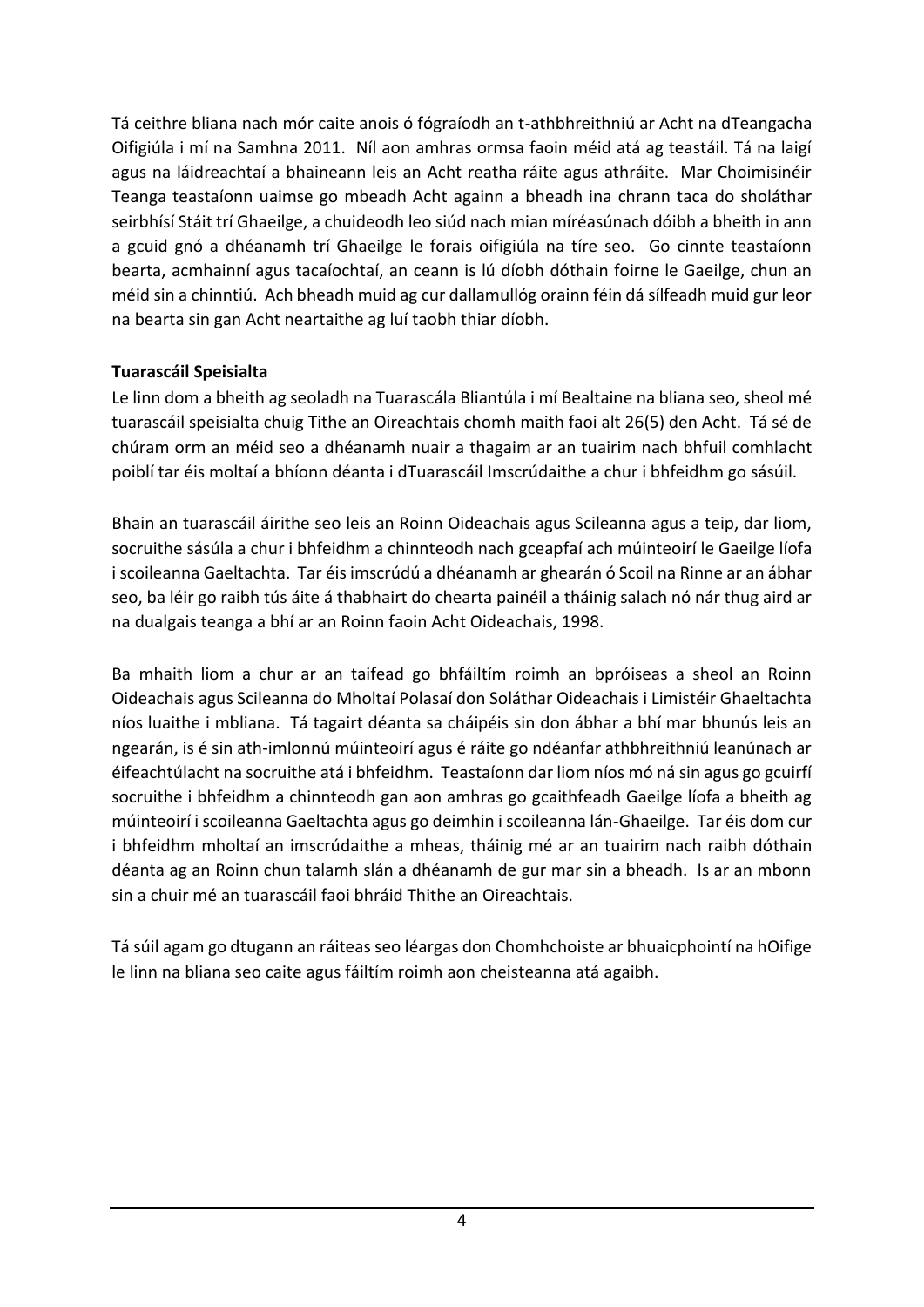Tá ceithre bliana nach mór caite anois ó fógraíodh an t-athbhreithniú ar Acht na dTeangacha Oifigiúla i mí na Samhna 2011. Níl aon amhras ormsa faoin méid atá ag teastáil. Tá na laigí agus na láidreachtaí a bhaineann leis an Acht reatha ráite agus athráite. Mar Choimisinéir Teanga teastaíonn uaimse go mbeadh Acht againn a bheadh ina chrann taca do sholáthar seirbhísí Stáit trí Ghaeilge, a chuideodh leo siúd nach mian míréasúnach dóibh a bheith in ann a gcuid gnó a dhéanamh trí Ghaeilge le forais oifigiúla na tíre seo. Go cinnte teastaíonn bearta, acmhainní agus tacaíochtaí, an ceann is lú díobh dóthain foirne le Gaeilge, chun an méid sin a chinntiú. Ach bheadh muid ag cur dallamullóg orainn féin dá sílfeadh muid gur leor na bearta sin gan Acht neartaithe ag luí taobh thiar díobh.

**Tuarascáil Speisialta**

Le linn dom a bheith ag seoladh na Tuarascála Bliantúla i mí Bealtaine na bliana seo, sheol mé tuarascáil speisialta chuig Tithe an Oireachtais chomh maith faoi alt 26(5) den Acht. Tá sé de chúram orm an méid seo a dhéanamh nuair a thagaim ar an tuairim nach bhfuil comhlacht poiblí tar éis moltaí a bhíonn déanta i dTuarascáil Imscrúdaithe a chur i bhfeidhm go sásúil.

Bhain an tuarascáil áirithe seo leis an Roinn Oideachais agus Scileanna agus a teip, dar liom, socruithe sásúla a chur i bhfeidhm a chinnteodh nach gceapfaí ach múinteoirí le Gaeilge líofa i scoileanna Gaeltachta. Tar éis imscrúdú a dhéanamh ar ghearán ó Scoil na Rinne ar an ábhar seo, ba léir go raibh tús áite á thabhairt do chearta painéil a tháinig salach nó nár thug aird ar na dualgais teanga a bhí ar an Roinn faoin Acht Oideachais, 1998.

Ba mhaith liom a chur ar an taifead go bhfáiltím roimh an bpróiseas a sheol an Roinn Oideachais agus Scileanna do Mholtaí Polasaí don Soláthar Oideachais i Limistéir Ghaeltachta níos luaithe i mbliana. Tá tagairt déanta sa cháipéis sin don ábhar a bhí mar bhunús leis an ngearán, is é sin ath-imlonnú múinteoirí agus é ráite go ndéanfar athbhreithniú leanúnach ar éifeachtúlacht na socruithe atá i bhfeidhm. Teastaíonn dar liom níos mó ná sin agus go gcuirfí socruithe i bhfeidhm a chinnteodh gan aon amhras go gcaithfeadh Gaeilge líofa a bheith ag múinteoirí i scoileanna Gaeltachta agus go deimhin i scoileanna lán-Ghaeilge. Tar éis dom cur i bhfeidhm mholtaí an imscrúdaithe a mheas, tháinig mé ar an tuairim nach raibh dóthain déanta ag an Roinn chun talamh slán a dhéanamh de gur mar sin a bheadh. Is ar an mbonn sin a chuir mé an tuarascáil faoi bhráid Thithe an Oireachtais.

Tá súil agam go dtugann an ráiteas seo léargas don Chomhchoiste ar bhuaicphointí na hOifige le linn na bliana seo caite agus fáiltím roimh aon cheisteanna atá agaibh.